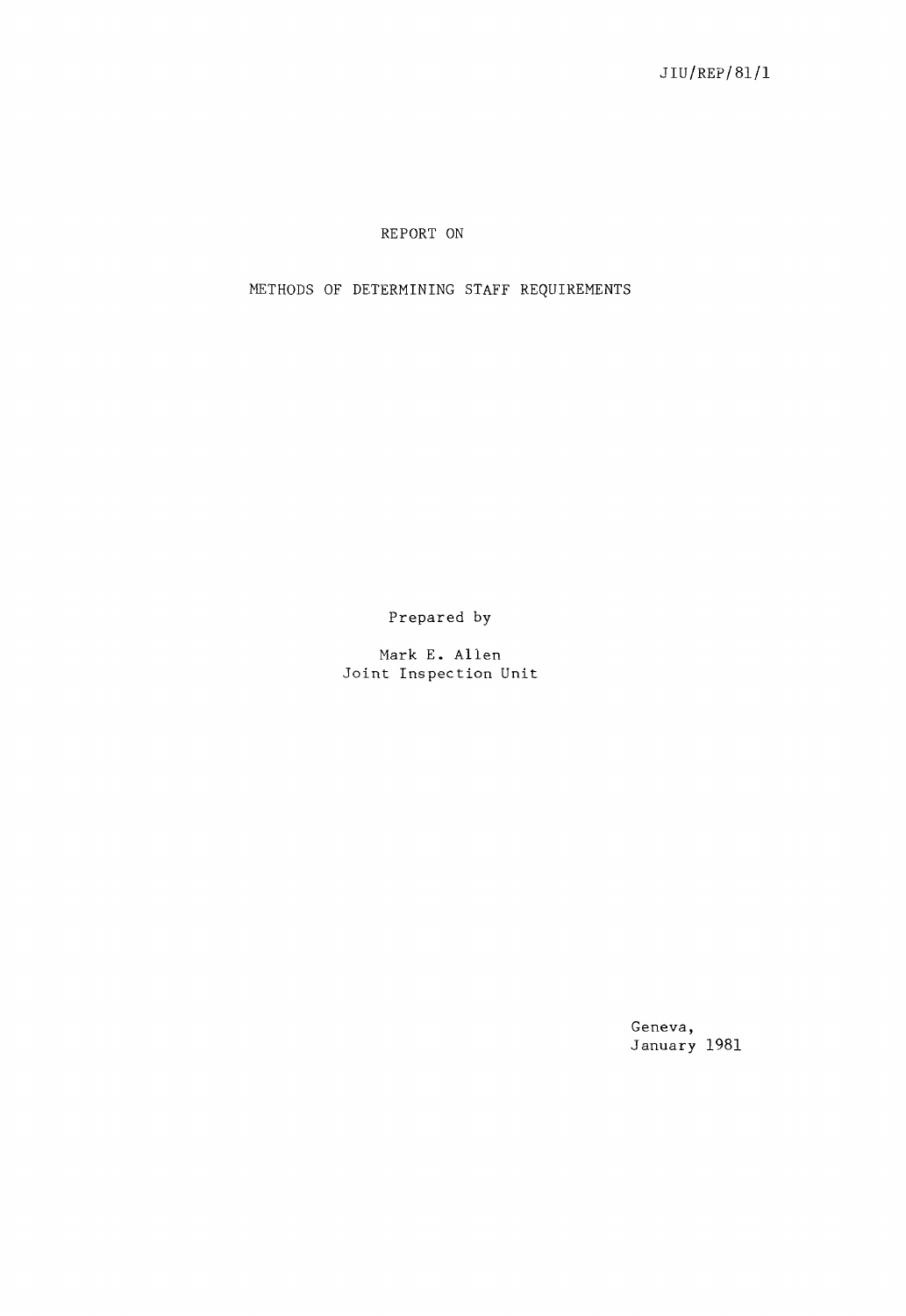JIU/REP/81/1

# REPORT ON

# METHODS OF DETERMINING STAFF REQUIREMENTS

Prepared by

Mark E. Allen
Joint Inspection Unit

Geneva,
January 1981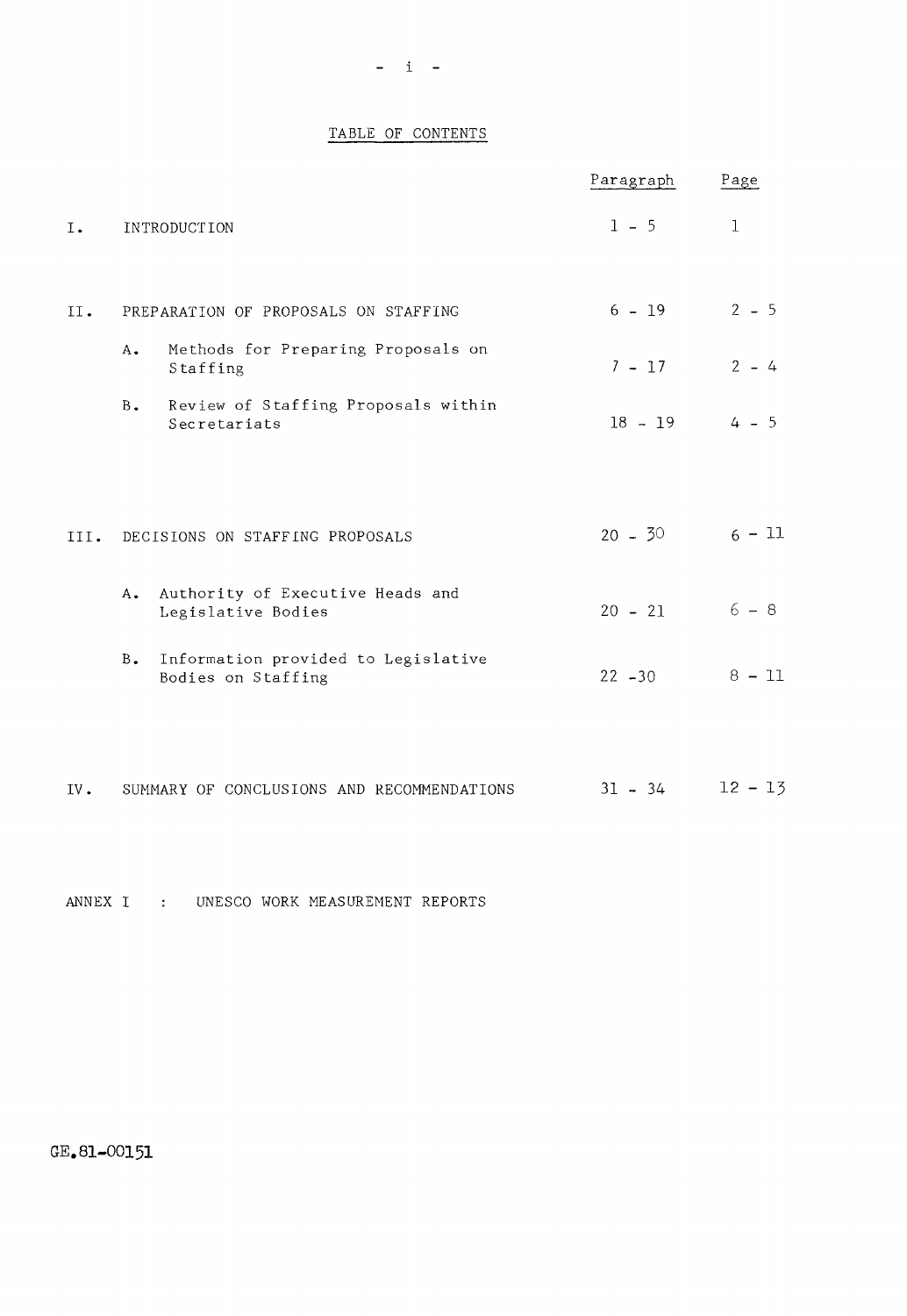## TABLE OF CONTENTS

| | | Paragraph | Page |
|---|---|---|---|
| I. | INTRODUCTION | 1 - 5 | 1 |
| II. | PREPARATION OF PROPOSALS ON STAFFING | 6 - 19 | 2 - 5 |
| | A. Methods for Preparing Proposals on Staffing | 7 - 17 | 2 - 4 |
| | B. Review of Staffing Proposals within Secretariats | 18 - 19 | 4 - 5 |
| III. | DECISIONS ON STAFFING PROPOSALS | 20 - 30 | 6 - 11 |
| | A. Authority of Executive Heads and Legislative Bodies | 20 - 21 | 6 - 8 |
| | B. Information provided to Legislative Bodies on Staffing | 22 -30 | 8 - 11 |
| IV. | SUMMARY OF CONCLUSIONS AND RECOMMENDATIONS | 31 - 34 | 12 - 13 |

ANNEX I : UNESCO WORK MEASUREMENT REPORTS

GE.81-00151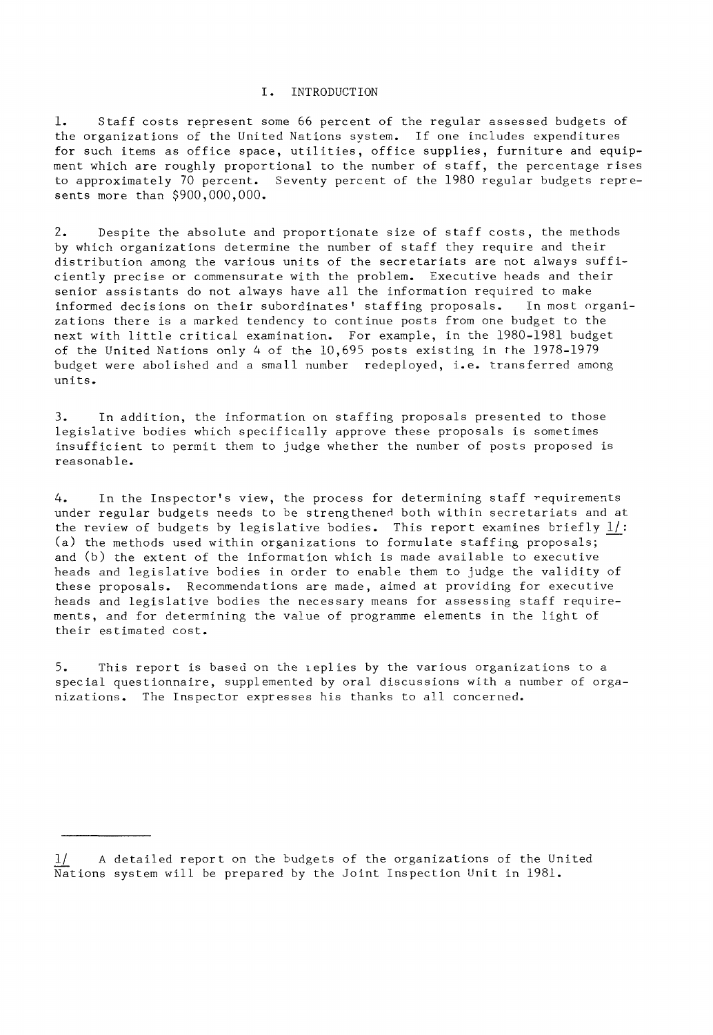# I. INTRODUCTION

1. Staff costs represent some 66 percent of the regular assessed budgets of the organizations of the United Nations system. If one includes expenditures for such items as office space, utilities, office supplies, furniture and equipment which are roughly proportional to the number of staff, the percentage rises to approximately 70 percent. Seventy percent of the 1980 regular budgets represents more than $900,000,000.

2. Despite the absolute and proportionate size of staff costs, the methods by which organizations determine the number of staff they require and their distribution among the various units of the secretariats are not always sufficiently precise or commensurate with the problem. Executive heads and their senior assistants do not always have all the information required to make informed decisions on their subordinates' staffing proposals. In most organizations there is a marked tendency to continue posts from one budget to the next with little critical examination. For example, in the 1980-1981 budget of the United Nations only 4 of the 10,695 posts existing in the 1978-1979 budget were abolished and a small number redeployed, i.e. transferred among units.

3. In addition, the information on staffing proposals presented to those legislative bodies which specifically approve these proposals is sometimes insufficient to permit them to judge whether the number of posts proposed is reasonable.

4. In the Inspector's view, the process for determining staff requirements under regular budgets needs to be strengthened both within secretariats and at the review of budgets by legislative bodies. This report examines briefly 1/: (a) the methods used within organizations to formulate staffing proposals; and (b) the extent of the information which is made available to executive heads and legislative bodies in order to enable them to judge the validity of these proposals. Recommendations are made, aimed at providing for executive heads and legislative bodies the necessary means for assessing staff requirements, and for determining the value of programme elements in the light of their estimated cost.

5. This report is based on the replies by the various organizations to a special questionnaire, supplemented by oral discussions with a number of organizations. The Inspector expresses his thanks to all concerned.

---

1/ A detailed report on the budgets of the organizations of the United Nations system will be prepared by the Joint Inspection Unit in 1981.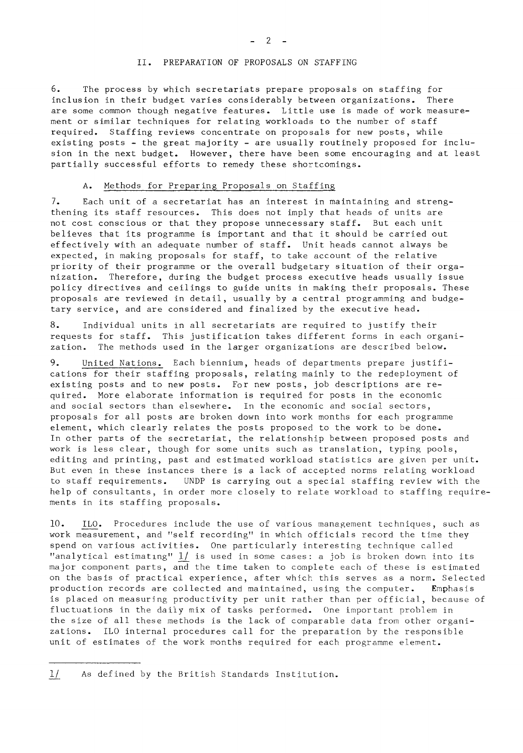## II. PREPARATION OF PROPOSALS ON STAFFING

6. The process by which secretariats prepare proposals on staffing for inclusion in their budget varies considerably between organizations. There are some common though negative features. Little use is made of work measurement or similar techniques for relating workloads to the number of staff required. Staffing reviews concentrate on proposals for new posts, while existing posts - the great majority - are usually routinely proposed for inclusion in the next budget. However, there have been some encouraging and at least partially successful efforts to remedy these shortcomings.

### A. Methods for Preparing Proposals on Staffing

7. Each unit of a secretariat has an interest in maintaining and strengthening its staff resources. This does not imply that heads of units are not cost conscious or that they propose unnecessary staff. But each unit believes that its programme is important and that it should be carried out effectively with an adequate number of staff. Unit heads cannot always be expected, in making proposals for staff, to take account of the relative priority of their programme or the overall budgetary situation of their organization. Therefore, during the budget process executive heads usually issue policy directives and ceilings to guide units in making their proposals. These proposals are reviewed in detail, usually by a central programming and budgetary service, and are considered and finalized by the executive head.

8. Individual units in all secretariats are required to justify their requests for staff. This justification takes different forms in each organization. The methods used in the larger organizations are described below.

9. United Nations. Each biennium, heads of departments prepare justifications for their staffing proposals, relating mainly to the redeployment of existing posts and to new posts. For new posts, job descriptions are required. More elaborate information is required for posts in the economic and social sectors than elsewhere. In the economic and social sectors, proposals for all posts are broken down into work months for each programme element, which clearly relates the posts proposed to the work to be done. In other parts of the secretariat, the relationship between proposed posts and work is less clear, though for some units such as translation, typing pools, editing and printing, past and estimated workload statistics are given per unit. But even in these instances there is a lack of accepted norms relating workload to staff requirements. UNDP is carrying out a special staffing review with the help of consultants, in order more closely to relate workload to staffing requirements in its staffing proposals.

10. ILO. Procedures include the use of various management techniques, such as work measurement, and "self recording" in which officials record the time they spend on various activities. One particularly interesting technique called "analytical estimating" [1] is used in some cases: a job is broken down into its major component parts, and the time taken to complete each of these is estimated on the basis of practical experience, after which this serves as a norm. Selected production records are collected and maintained, using the computer. Emphasis is placed on measuring productivity per unit rather than per official, because of fluctuations in the daily mix of tasks performed. One important problem in the size of all these methods is the lack of comparable data from other organizations. ILO internal procedures call for the preparation by the responsible unit of estimates of the work months required for each programme element.

---

[1] As defined by the British Standards Institution.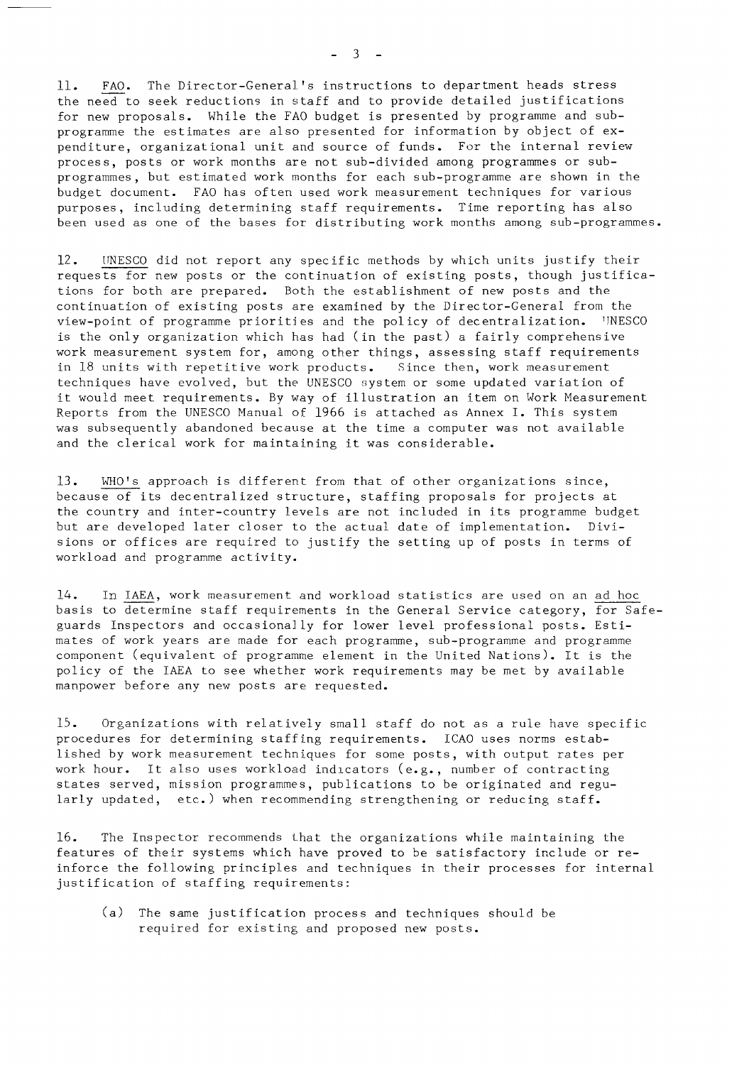11. FAO. The Director-General's instructions to department heads stress the need to seek reductions in staff and to provide detailed justifications for new proposals. While the FAO budget is presented by programme and sub-programme the estimates are also presented for information by object of expenditure, organizational unit and source of funds. For the internal review process, posts or work months are not sub-divided among programmes or sub-programmes, but estimated work months for each sub-programme are shown in the budget document. FAO has often used work measurement techniques for various purposes, including determining staff requirements. Time reporting has also been used as one of the bases for distributing work months among sub-programmes.

12. UNESCO did not report any specific methods by which units justify their requests for new posts or the continuation of existing posts, though justifications for both are prepared. Both the establishment of new posts and the continuation of existing posts are examined by the Director-General from the view-point of programme priorities and the policy of decentralization. UNESCO is the only organization which has had (in the past) a fairly comprehensive work measurement system for, among other things, assessing staff requirements in 18 units with repetitive work products. Since then, work measurement techniques have evolved, but the UNESCO system or some updated variation of it would meet requirements. By way of illustration an item on Work Measurement Reports from the UNESCO Manual of 1966 is attached as Annex I. This system was subsequently abandoned because at the time a computer was not available and the clerical work for maintaining it was considerable.

13. WHO's approach is different from that of other organizations since, because of its decentralized structure, staffing proposals for projects at the country and inter-country levels are not included in its programme budget but are developed later closer to the actual date of implementation. Divisions or offices are required to justify the setting up of posts in terms of workload and programme activity.

14. In IAEA, work measurement and workload statistics are used on an ad hoc basis to determine staff requirements in the General Service category, for Safeguards Inspectors and occasionally for lower level professional posts. Estimates of work years are made for each programme, sub-programme and programme component (equivalent of programme element in the United Nations). It is the policy of the IAEA to see whether work requirements may be met by available manpower before any new posts are requested.

15. Organizations with relatively small staff do not as a rule have specific procedures for determining staffing requirements. ICAO uses norms established by work measurement techniques for some posts, with output rates per work hour. It also uses workload indicators (e.g., number of contracting states served, mission programmes, publications to be originated and regularly updated, etc.) when recommending strengthening or reducing staff.

16. The Inspector recommends that the organizations while maintaining the features of their systems which have proved to be satisfactory include or reinforce the following principles and techniques in their processes for internal justification of staffing requirements:

(a) The same justification process and techniques should be required for existing and proposed new posts.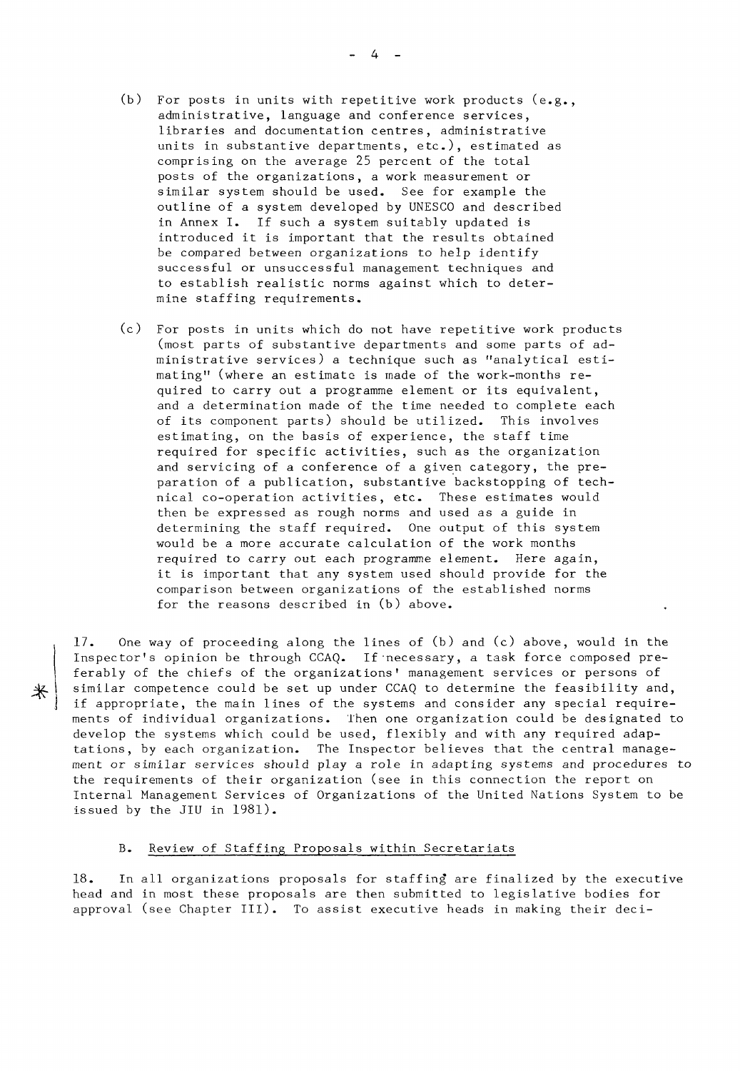(b) For posts in units with repetitive work products (e.g., administrative, language and conference services, libraries and documentation centres, administrative units in substantive departments, etc.), estimated as comprising on the average 25 percent of the total posts of the organizations, a work measurement or similar system should be used. See for example the outline of a system developed by UNESCO and described in Annex I. If such a system suitably updated is introduced it is important that the results obtained be compared between organizations to help identify successful or unsuccessful management techniques and to establish realistic norms against which to determine staffing requirements.

(c) For posts in units which do not have repetitive work products (most parts of substantive departments and some parts of administrative services) a technique such as "analytical estimating" (where an estimate is made of the work-months required to carry out a programme element or its equivalent, and a determination made of the time needed to complete each of its component parts) should be utilized. This involves estimating, on the basis of experience, the staff time required for specific activities, such as the organization and servicing of a conference of a given category, the preparation of a publication, substantive backstopping of technical co-operation activities, etc. These estimates would then be expressed as rough norms and used as a guide in determining the staff required. One output of this system would be a more accurate calculation of the work months required to carry out each programme element. Here again, it is important that any system used should provide for the comparison between organizations of the established norms for the reasons described in (b) above.

17. One way of proceeding along the lines of (b) and (c) above, would in the Inspector's opinion be through CCAQ. If necessary, a task force composed preferably of the chiefs of the organizations' management services or persons of similar competence could be set up under CCAQ to determine the feasibility and, if appropriate, the main lines of the systems and consider any special requirements of individual organizations. Then one organization could be designated to develop the systems which could be used, flexibly and with any required adaptations, by each organization. The Inspector believes that the central management or similar services should play a role in adapting systems and procedures to the requirements of their organization (see in this connection the report on Internal Management Services of Organizations of the United Nations System to be issued by the JIU in 1981).

## B. Review of Staffing Proposals within Secretariats

18. In all organizations proposals for staffing are finalized by the executive head and in most these proposals are then submitted to legislative bodies for approval (see Chapter III). To assist executive heads in making their deci-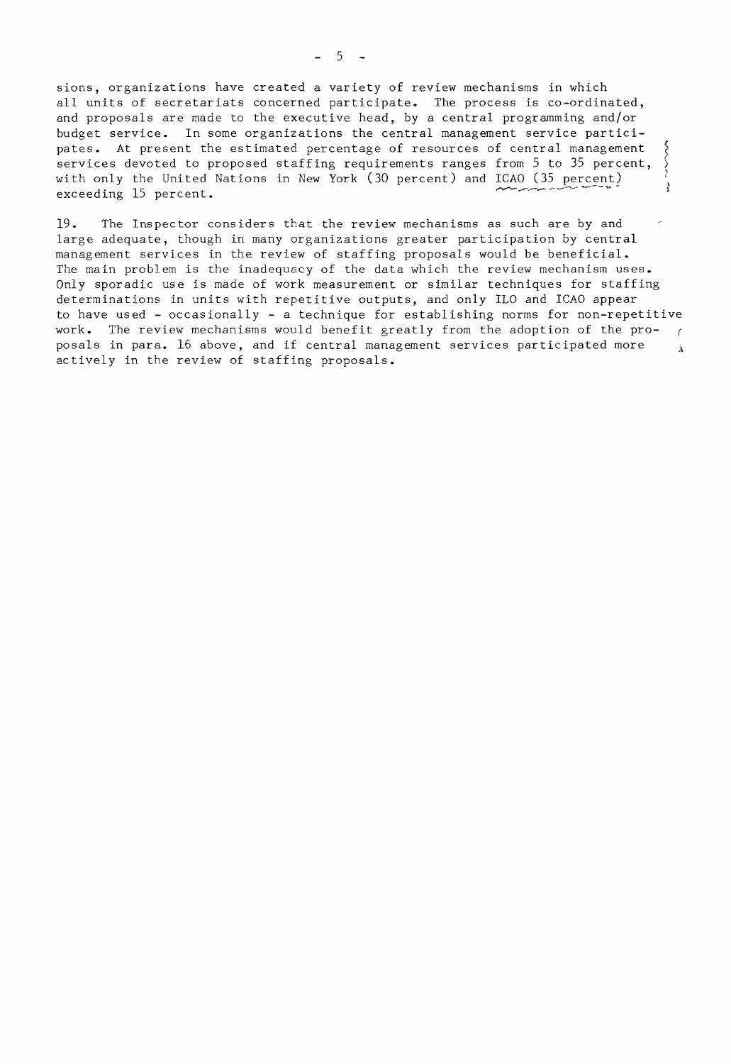sions, organizations have created a variety of review mechanisms in which all units of secretariats concerned participate. The process is co-ordinated, and proposals are made to the executive head, by a central programming and/or budget service. In some organizations the central management service participates. At present the estimated percentage of resources of central management services devoted to proposed staffing requirements ranges from 5 to 35 percent, with only the United Nations in New York (30 percent) and ICAO (35 percent) exceeding 15 percent.

19. The Inspector considers that the review mechanisms as such are by and large adequate, though in many organizations greater participation by central management services in the review of staffing proposals would be beneficial. The main problem is the inadequacy of the data which the review mechanism uses. Only sporadic use is made of work measurement or similar techniques for staffing determinations in units with repetitive outputs, and only ILO and ICAO appear to have used - occasionally - a technique for establishing norms for non-repetitive work. The review mechanisms would benefit greatly from the adoption of the proposals in para. 16 above, and if central management services participated more actively in the review of staffing proposals.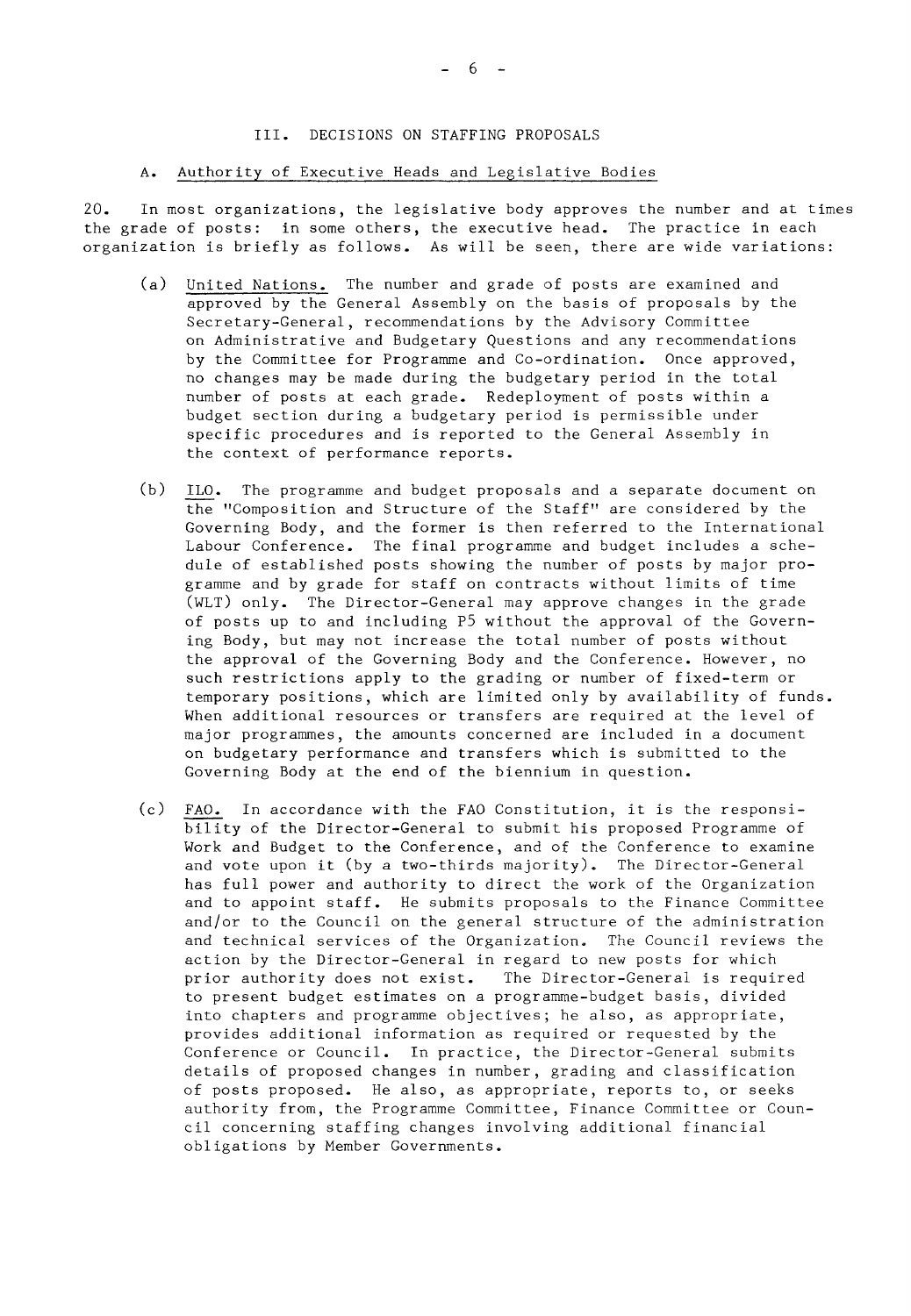## III. DECISIONS ON STAFFING PROPOSALS

### A. Authority of Executive Heads and Legislative Bodies

20. In most organizations, the legislative body approves the number and at times the grade of posts: in some others, the executive head. The practice in each organization is briefly as follows. As will be seen, there are wide variations:

(a) United Nations. The number and grade of posts are examined and approved by the General Assembly on the basis of proposals by the Secretary-General, recommendations by the Advisory Committee on Administrative and Budgetary Questions and any recommendations by the Committee for Programme and Co-ordination. Once approved, no changes may be made during the budgetary period in the total number of posts at each grade. Redeployment of posts within a budget section during a budgetary period is permissible under specific procedures and is reported to the General Assembly in the context of performance reports.

(b) ILO. The programme and budget proposals and a separate document on the "Composition and Structure of the Staff" are considered by the Governing Body, and the former is then referred to the International Labour Conference. The final programme and budget includes a schedule of established posts showing the number of posts by major programme and by grade for staff on contracts without limits of time (WLT) only. The Director-General may approve changes in the grade of posts up to and including P5 without the approval of the Governing Body, but may not increase the total number of posts without the approval of the Governing Body and the Conference. However, no such restrictions apply to the grading or number of fixed-term or temporary positions, which are limited only by availability of funds. When additional resources or transfers are required at the level of major programmes, the amounts concerned are included in a document on budgetary performance and transfers which is submitted to the Governing Body at the end of the biennium in question.

(c) FAO. In accordance with the FAO Constitution, it is the responsibility of the Director-General to submit his proposed Programme of Work and Budget to the Conference, and of the Conference to examine and vote upon it (by a two-thirds majority). The Director-General has full power and authority to direct the work of the Organization and to appoint staff. He submits proposals to the Finance Committee and/or to the Council on the general structure of the administration and technical services of the Organization. The Council reviews the action by the Director-General in regard to new posts for which prior authority does not exist. The Director-General is required to present budget estimates on a programme-budget basis, divided into chapters and programme objectives; he also, as appropriate, provides additional information as required or requested by the Conference or Council. In practice, the Director-General submits details of proposed changes in number, grading and classification of posts proposed. He also, as appropriate, reports to, or seeks authority from, the Programme Committee, Finance Committee or Council concerning staffing changes involving additional financial obligations by Member Governments.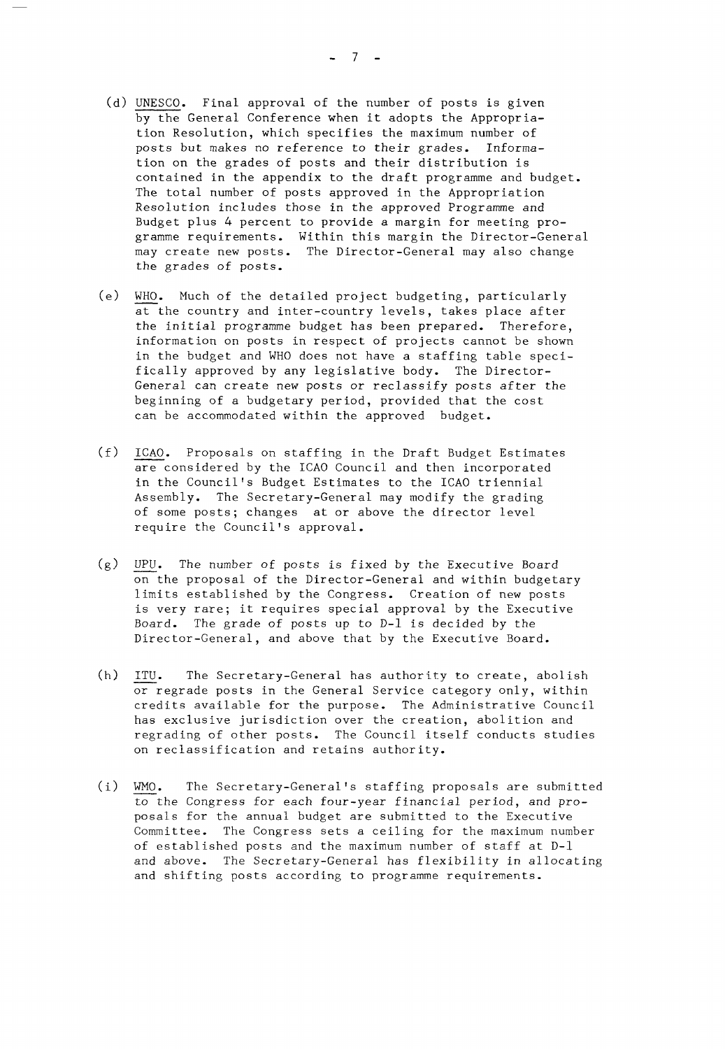(d) UNESCO. Final approval of the number of posts is given by the General Conference when it adopts the Appropriation Resolution, which specifies the maximum number of posts but makes no reference to their grades. Information on the grades of posts and their distribution is contained in the appendix to the draft programme and budget. The total number of posts approved in the Appropriation Resolution includes those in the approved Programme and Budget plus 4 percent to provide a margin for meeting programme requirements. Within this margin the Director-General may create new posts. The Director-General may also change the grades of posts.

(e) WHO. Much of the detailed project budgeting, particularly at the country and inter-country levels, takes place after the initial programme budget has been prepared. Therefore, information on posts in respect of projects cannot be shown in the budget and WHO does not have a staffing table specifically approved by any legislative body. The Director-General can create new posts or reclassify posts after the beginning of a budgetary period, provided that the cost can be accommodated within the approved budget.

(f) ICAO. Proposals on staffing in the Draft Budget Estimates are considered by the ICAO Council and then incorporated in the Council's Budget Estimates to the ICAO triennial Assembly. The Secretary-General may modify the grading of some posts; changes at or above the director level require the Council's approval.

(g) UPU. The number of posts is fixed by the Executive Board on the proposal of the Director-General and within budgetary limits established by the Congress. Creation of new posts is very rare; it requires special approval by the Executive Board. The grade of posts up to D-1 is decided by the Director-General, and above that by the Executive Board.

(h) ITU. The Secretary-General has authority to create, abolish or regrade posts in the General Service category only, within credits available for the purpose. The Administrative Council has exclusive jurisdiction over the creation, abolition and regrading of other posts. The Council itself conducts studies on reclassification and retains authority.

(i) WMO. The Secretary-General's staffing proposals are submitted to the Congress for each four-year financial period, and proposals for the annual budget are submitted to the Executive Committee. The Congress sets a ceiling for the maximum number of established posts and the maximum number of staff at D-1 and above. The Secretary-General has flexibility in allocating and shifting posts according to programme requirements.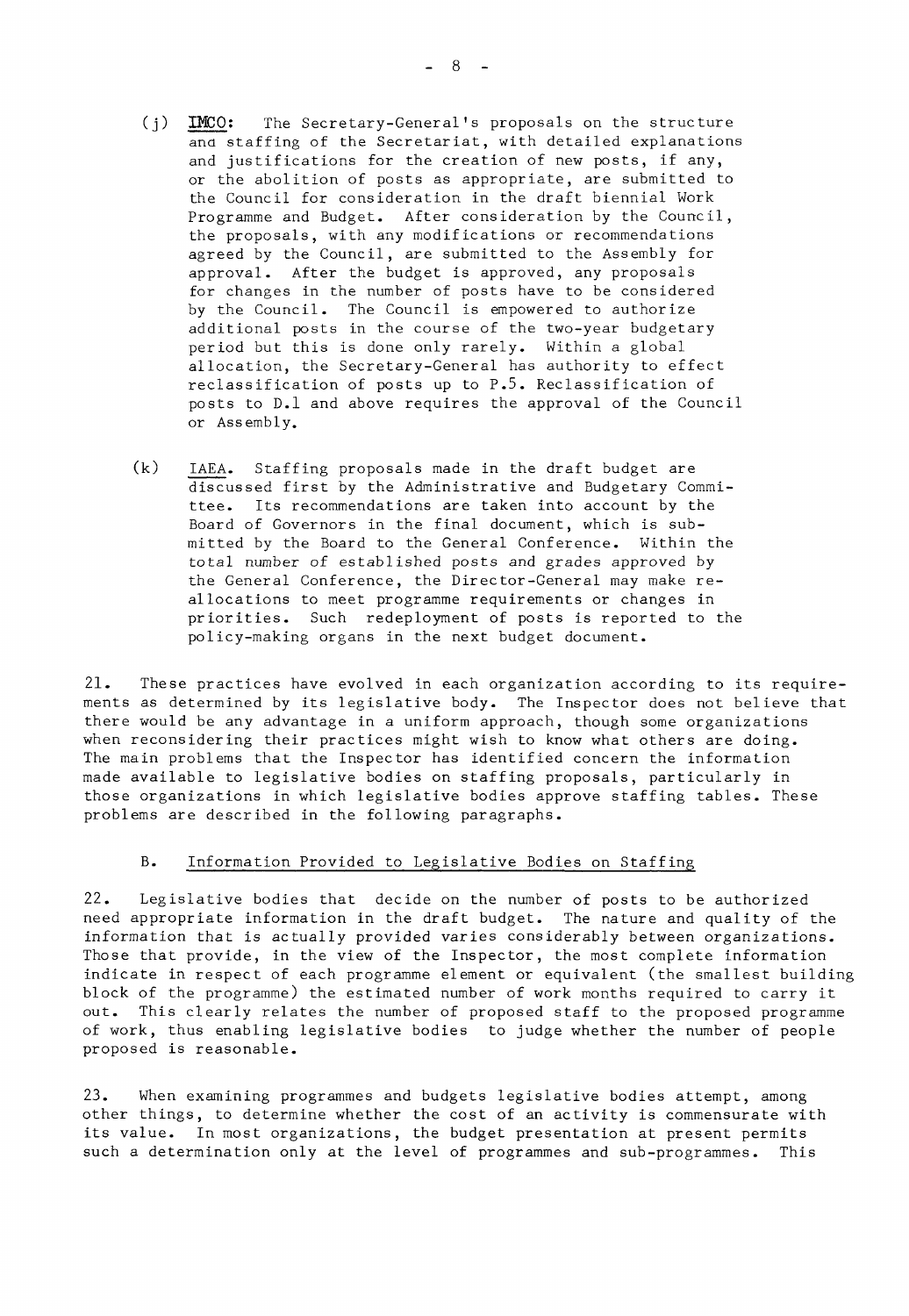(j) **IMCO**: The Secretary-General's proposals on the structure and staffing of the Secretariat, with detailed explanations and justifications for the creation of new posts, if any, or the abolition of posts as appropriate, are submitted to the Council for consideration in the draft biennial Work Programme and Budget. After consideration by the Council, the proposals, with any modifications or recommendations agreed by the Council, are submitted to the Assembly for approval. After the budget is approved, any proposals for changes in the number of posts have to be considered by the Council. The Council is empowered to authorize additional posts in the course of the two-year budgetary period but this is done only rarely. Within a global allocation, the Secretary-General has authority to effect reclassification of posts up to P.5. Reclassification of posts to D.1 and above requires the approval of the Council or Assembly.

(k) IAEA. Staffing proposals made in the draft budget are discussed first by the Administrative and Budgetary Committee. Its recommendations are taken into account by the Board of Governors in the final document, which is submitted by the Board to the General Conference. Within the total number of established posts and grades approved by the General Conference, the Director-General may make reallocations to meet programme requirements or changes in priorities. Such redeployment of posts is reported to the policy-making organs in the next budget document.

21. These practices have evolved in each organization according to its requirements as determined by its legislative body. The Inspector does not believe that there would be any advantage in a uniform approach, though some organizations when reconsidering their practices might wish to know what others are doing. The main problems that the Inspector has identified concern the information made available to legislative bodies on staffing proposals, particularly in those organizations in which legislative bodies approve staffing tables. These problems are described in the following paragraphs.

## B. Information Provided to Legislative Bodies on Staffing

22. Legislative bodies that decide on the number of posts to be authorized need appropriate information in the draft budget. The nature and quality of the information that is actually provided varies considerably between organizations. Those that provide, in the view of the Inspector, the most complete information indicate in respect of each programme element or equivalent (the smallest building block of the programme) the estimated number of work months required to carry it out. This clearly relates the number of proposed staff to the proposed programme of work, thus enabling legislative bodies to judge whether the number of people proposed is reasonable.

23. When examining programmes and budgets legislative bodies attempt, among other things, to determine whether the cost of an activity is commensurate with its value. In most organizations, the budget presentation at present permits such a determination only at the level of programmes and sub-programmes. This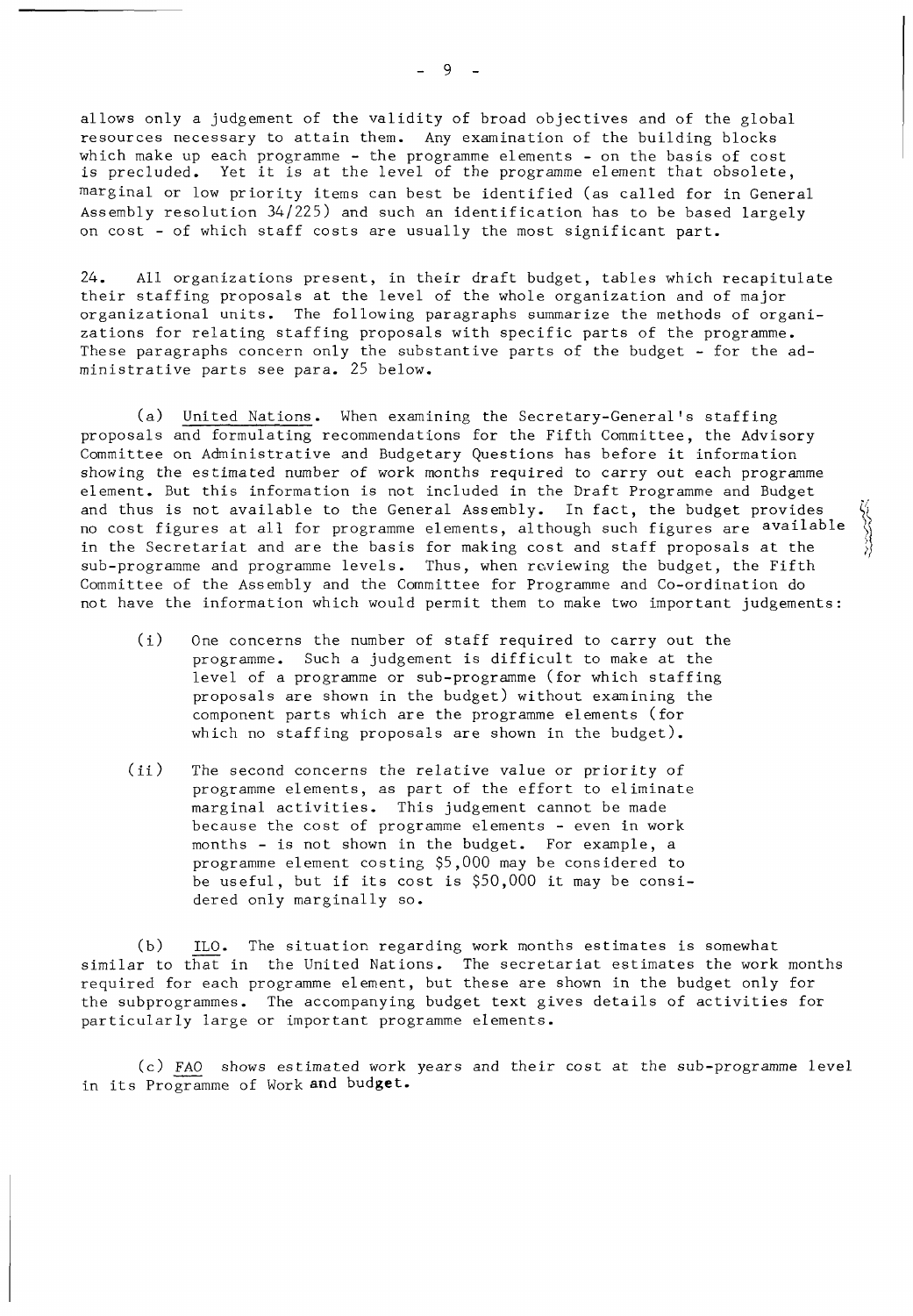allows only a judgement of the validity of broad objectives and of the global resources necessary to attain them. Any examination of the building blocks which make up each programme - the programme elements - on the basis of cost is precluded. Yet it is at the level of the programme element that obsolete, marginal or low priority items can best be identified (as called for in General Assembly resolution 34/225) and such an identification has to be based largely on cost - of which staff costs are usually the most significant part.

24. All organizations present, in their draft budget, tables which recapitulate their staffing proposals at the level of the whole organization and of major organizational units. The following paragraphs summarize the methods of organizations for relating staffing proposals with specific parts of the programme. These paragraphs concern only the substantive parts of the budget - for the administrative parts see para. 25 below.

(a) <u>United Nations</u>. When examining the Secretary-General's staffing proposals and formulating recommendations for the Fifth Committee, the Advisory Committee on Administrative and Budgetary Questions has before it information showing the estimated number of work months required to carry out each programme element. But this information is not included in the Draft Programme and Budget and thus is not available to the General Assembly. In fact, the budget provides no cost figures at all for programme elements, although such figures are available in the Secretariat and are the basis for making cost and staff proposals at the sub-programme and programme levels. Thus, when reviewing the budget, the Fifth Committee of the Assembly and the Committee for Programme and Co-ordination do not have the information which would permit them to make two important judgements:

(i) One concerns the number of staff required to carry out the programme. Such a judgement is difficult to make at the level of a programme or sub-programme (for which staffing proposals are shown in the budget) without examining the component parts which are the programme elements (for which no staffing proposals are shown in the budget).

(ii) The second concerns the relative value or priority of programme elements, as part of the effort to eliminate marginal activities. This judgement cannot be made because the cost of programme elements - even in work months - is not shown in the budget. For example, a programme element costing $5,000 may be considered to be useful, but if its cost is $50,000 it may be considered only marginally so.

(b) <u>ILO</u>. The situation regarding work months estimates is somewhat similar to that in the United Nations. The secretariat estimates the work months required for each programme element, but these are shown in the budget only for the subprogrammes. The accompanying budget text gives details of activities for particularly large or important programme elements.

(c) <u>FAO</u> shows estimated work years and their cost at the sub-programme level in its Programme of Work and budget.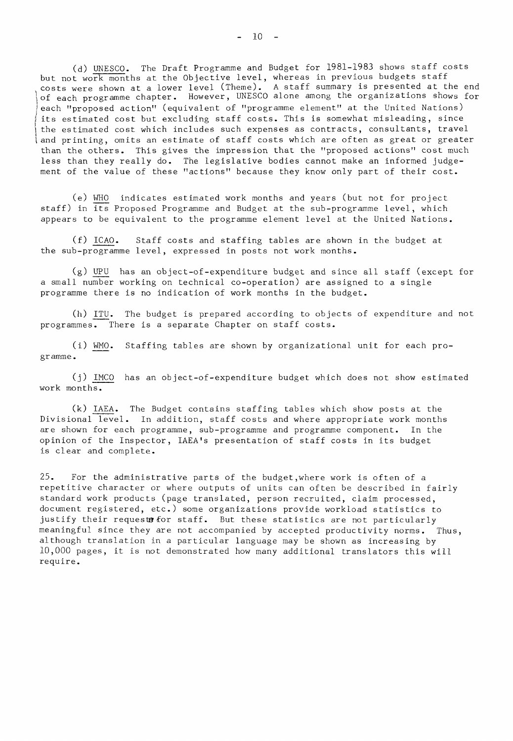(d) UNESCO. The Draft Programme and Budget for 1981-1983 shows staff costs but not work months at the Objective level, whereas in previous budgets staff costs were shown at a lower level (Theme). A staff summary is presented at the end of each programme chapter. However, UNESCO alone among the organizations shows for each "proposed action" (equivalent of "programme element" at the United Nations) its estimated cost but excluding staff costs. This is somewhat misleading, since the estimated cost which includes such expenses as contracts, consultants, travel and printing, omits an estimate of staff costs which are often as great or greater than the others. This gives the impression that the "proposed actions" cost much less than they really do. The legislative bodies cannot make an informed judgement of the value of these "actions" because they know only part of their cost.

(e) WHO indicates estimated work months and years (but not for project staff) in its Proposed Programme and Budget at the sub-programme level, which appears to be equivalent to the programme element level at the United Nations.

(f) ICAO. Staff costs and staffing tables are shown in the budget at the sub-programme level, expressed in posts not work months.

(g) UPU has an object-of-expenditure budget and since all staff (except for a small number working on technical co-operation) are assigned to a single programme there is no indication of work months in the budget.

(h) ITU. The budget is prepared according to objects of expenditure and not programmes. There is a separate Chapter on staff costs.

(i) WMO. Staffing tables are shown by organizational unit for each programme.

(j) IMCO has an object-of-expenditure budget which does not show estimated work months.

(k) IAEA. The Budget contains staffing tables which show posts at the Divisional level. In addition, staff costs and where appropriate work months are shown for each programme, sub-programme and programme component. In the opinion of the Inspector, IAEA's presentation of staff costs in its budget is clear and complete.

25. For the administrative parts of the budget, where work is often of a repetitive character or where outputs of units can often be described in fairly standard work products (page translated, person recruited, claim processed, document registered, etc.) some organizations provide workload statistics to justify their requests for staff. But these statistics are not particularly meaningful since they are not accompanied by accepted productivity norms. Thus, although translation in a particular language may be shown as increasing by 10,000 pages, it is not demonstrated how many additional translators this will require.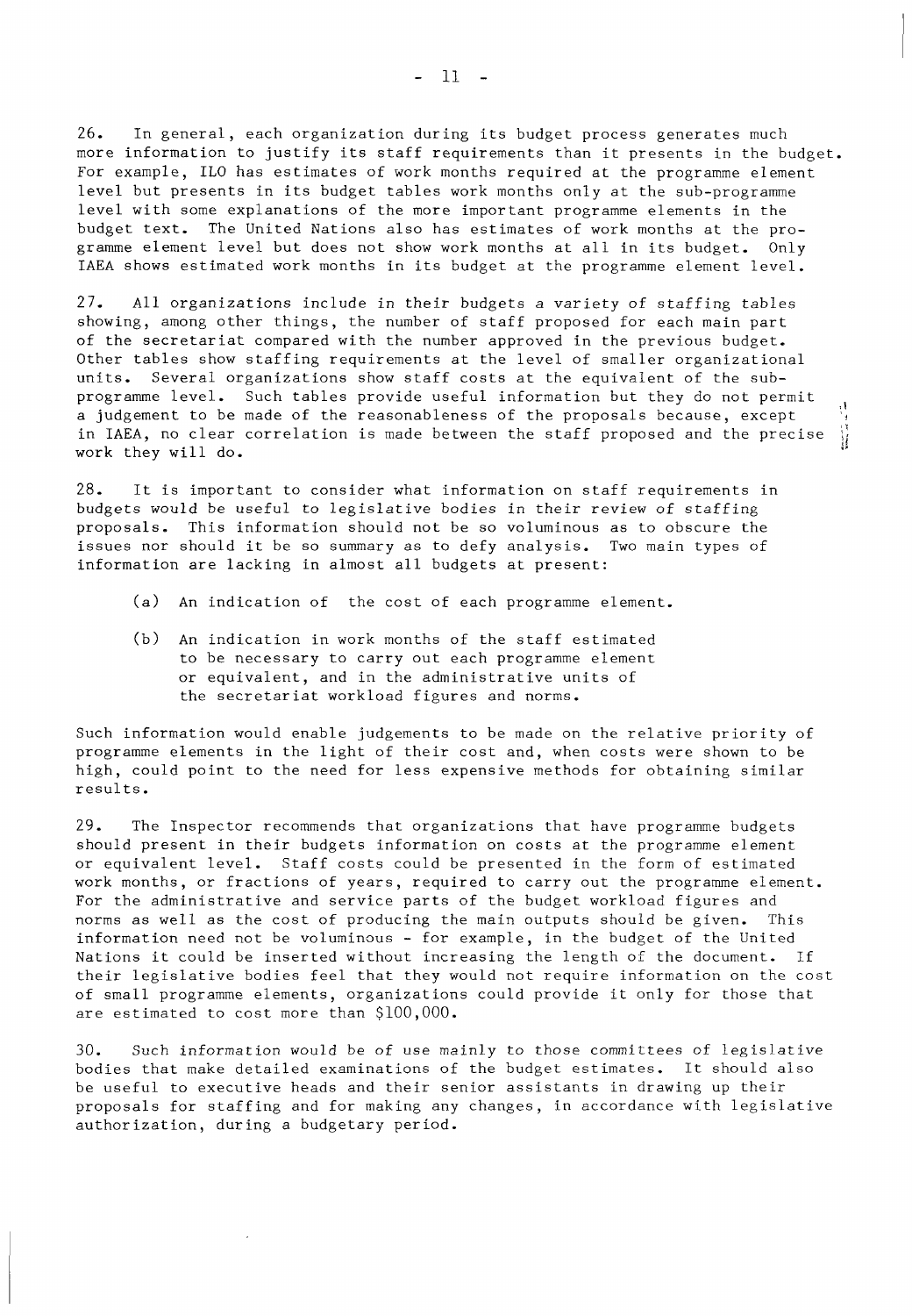26. In general, each organization during its budget process generates much more information to justify its staff requirements than it presents in the budget. For example, ILO has estimates of work months required at the programme element level but presents in its budget tables work months only at the sub-programme level with some explanations of the more important programme elements in the budget text. The United Nations also has estimates of work months at the programme element level but does not show work months at all in its budget. Only IAEA shows estimated work months in its budget at the programme element level.

27. All organizations include in their budgets a variety of staffing tables showing, among other things, the number of staff proposed for each main part of the secretariat compared with the number approved in the previous budget. Other tables show staffing requirements at the level of smaller organizational units. Several organizations show staff costs at the equivalent of the sub-programme level. Such tables provide useful information but they do not permit a judgement to be made of the reasonableness of the proposals because, except in IAEA, no clear correlation is made between the staff proposed and the precise work they will do.

28. It is important to consider what information on staff requirements in budgets would be useful to legislative bodies in their review of staffing proposals. This information should not be so voluminous as to obscure the issues nor should it be so summary as to defy analysis. Two main types of information are lacking in almost all budgets at present:

(a) An indication of the cost of each programme element.

(b) An indication in work months of the staff estimated to be necessary to carry out each programme element or equivalent, and in the administrative units of the secretariat workload figures and norms.

Such information would enable judgements to be made on the relative priority of programme elements in the light of their cost and, when costs were shown to be high, could point to the need for less expensive methods for obtaining similar results.

29. The Inspector recommends that organizations that have programme budgets should present in their budgets information on costs at the programme element or equivalent level. Staff costs could be presented in the form of estimated work months, or fractions of years, required to carry out the programme element. For the administrative and service parts of the budget workload figures and norms as well as the cost of producing the main outputs should be given. This information need not be voluminous - for example, in the budget of the United Nations it could be inserted without increasing the length of the document. If their legislative bodies feel that they would not require information on the cost of small programme elements, organizations could provide it only for those that are estimated to cost more than $100,000.

30. Such information would be of use mainly to those committees of legislative bodies that make detailed examinations of the budget estimates. It should also be useful to executive heads and their senior assistants in drawing up their proposals for staffing and for making any changes, in accordance with legislative authorization, during a budgetary period.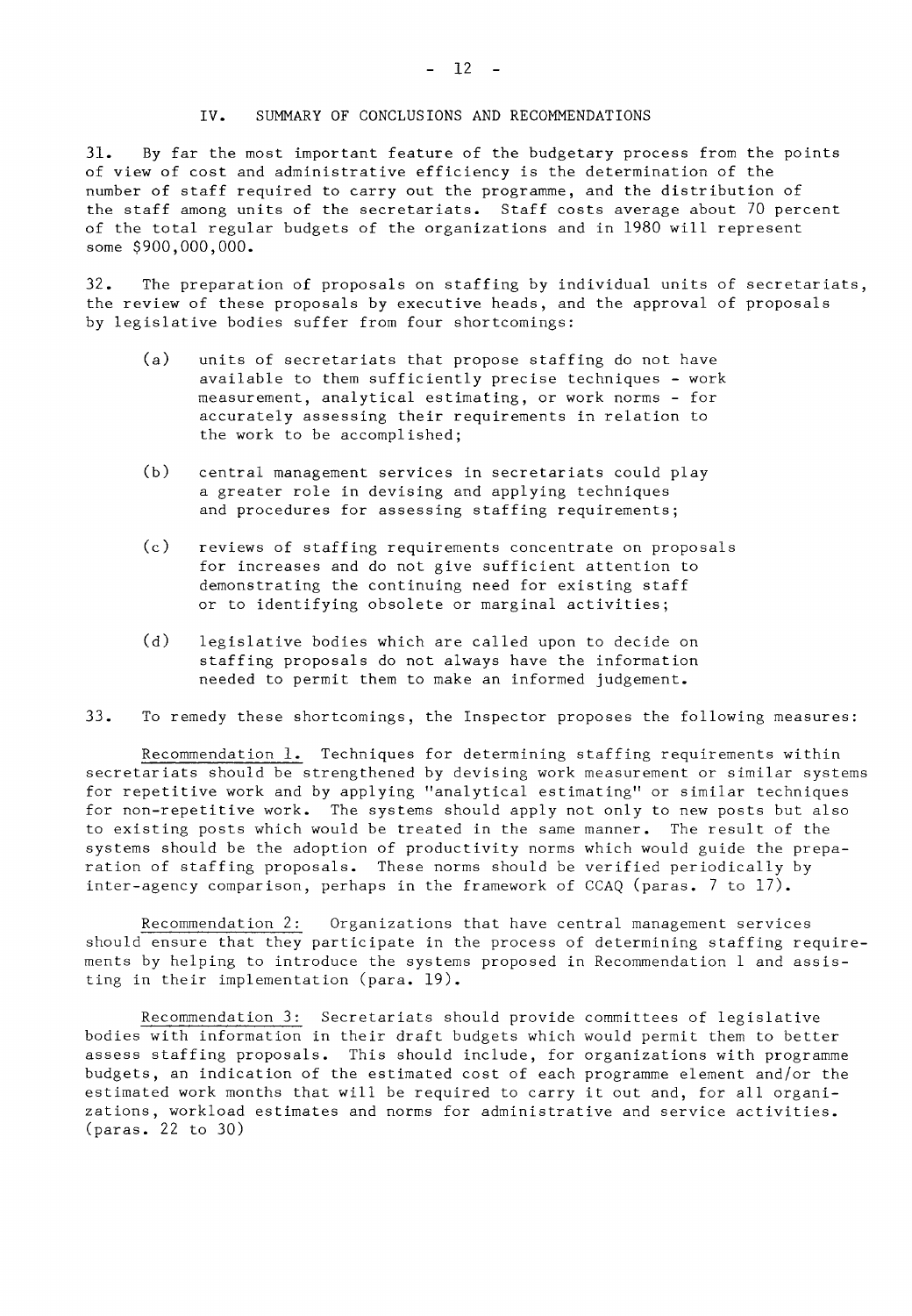## IV. SUMMARY OF CONCLUSIONS AND RECOMMENDATIONS

31. By far the most important feature of the budgetary process from the points of view of cost and administrative efficiency is the determination of the number of staff required to carry out the programme, and the distribution of the staff among units of the secretariats. Staff costs average about 70 percent of the total regular budgets of the organizations and in 1980 will represent some $900,000,000.

32. The preparation of proposals on staffing by individual units of secretariats, the review of these proposals by executive heads, and the approval of proposals by legislative bodies suffer from four shortcomings:

(a) units of secretariats that propose staffing do not have available to them sufficiently precise techniques - work measurement, analytical estimating, or work norms - for accurately assessing their requirements in relation to the work to be accomplished;

(b) central management services in secretariats could play a greater role in devising and applying techniques and procedures for assessing staffing requirements;

(c) reviews of staffing requirements concentrate on proposals for increases and do not give sufficient attention to demonstrating the continuing need for existing staff or to identifying obsolete or marginal activities;

(d) legislative bodies which are called upon to decide on staffing proposals do not always have the information needed to permit them to make an informed judgement.

33. To remedy these shortcomings, the Inspector proposes the following measures:

Recommendation 1. Techniques for determining staffing requirements within secretariats should be strengthened by devising work measurement or similar systems for repetitive work and by applying "analytical estimating" or similar techniques for non-repetitive work. The systems should apply not only to new posts but also to existing posts which would be treated in the same manner. The result of the systems should be the adoption of productivity norms which would guide the preparation of staffing proposals. These norms should be verified periodically by inter-agency comparison, perhaps in the framework of CCAQ (paras. 7 to 17).

Recommendation 2: Organizations that have central management services should ensure that they participate in the process of determining staffing requirements by helping to introduce the systems proposed in Recommendation 1 and assisting in their implementation (para. 19).

Recommendation 3: Secretariats should provide committees of legislative bodies with information in their draft budgets which would permit them to better assess staffing proposals. This should include, for organizations with programme budgets, an indication of the estimated cost of each programme element and/or the estimated work months that will be required to carry it out and, for all organizations, workload estimates and norms for administrative and service activities. (paras. 22 to 30)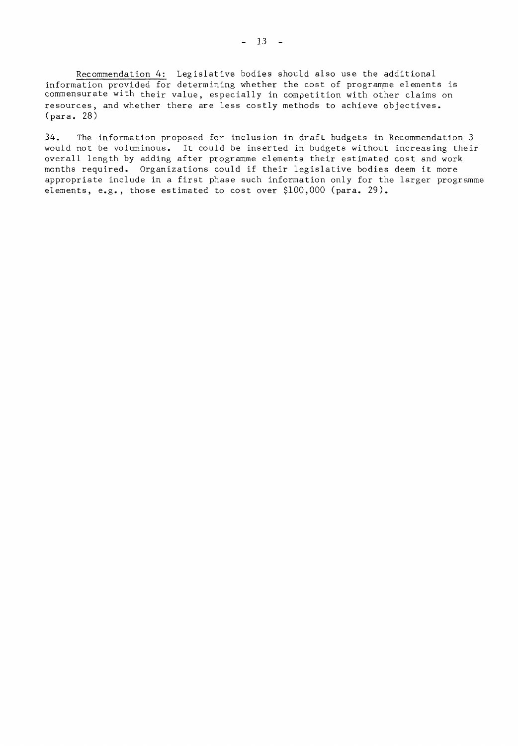Recommendation 4: Legislative bodies should also use the additional information provided for determining whether the cost of programme elements is commensurate with their value, especially in competition with other claims on resources, and whether there are less costly methods to achieve objectives. (para. 28)

34. The information proposed for inclusion in draft budgets in Recommendation 3 would not be voluminous. It could be inserted in budgets without increasing their overall length by adding after programme elements their estimated cost and work months required. Organizations could if their legislative bodies deem it more appropriate include in a first phase such information only for the larger programme elements, e.g., those estimated to cost over $100,000 (para. 29).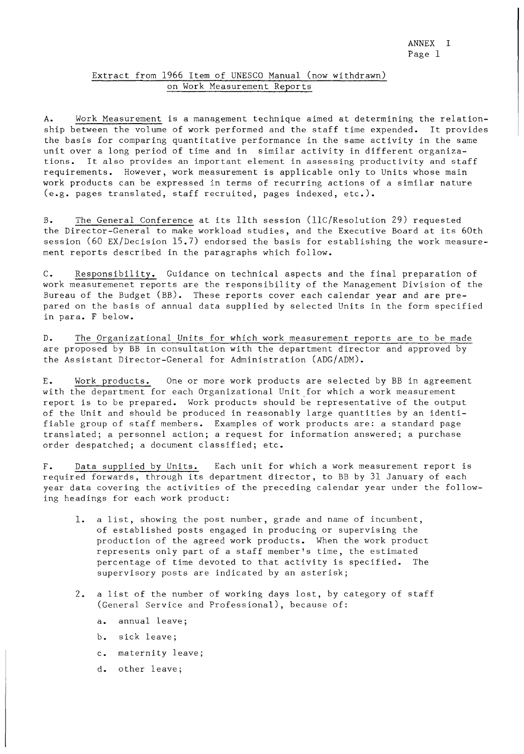ANNEX I

## Extract from 1966 Item of UNESCO Manual (now withdrawn) on Work Measurement Reports

A. Work Measurement is a management technique aimed at determining the relationship between the volume of work performed and the staff time expended. It provides the basis for comparing quantitative performance in the same activity in the same unit over a long period of time and in similar activity in different organizations. It also provides an important element in assessing productivity and staff requirements. However, work measurement is applicable only to Units whose main work products can be expressed in terms of recurring actions of a similar nature (e.g. pages translated, staff recruited, pages indexed, etc.).

B. The General Conference at its 11th session (11C/Resolution 29) requested the Director-General to make workload studies, and the Executive Board at its 60th session (60 EX/Decision 15.7) endorsed the basis for establishing the work measurement reports described in the paragraphs which follow.

C. Responsibility. Guidance on technical aspects and the final preparation of work measuremenet reports are the responsibility of the Management Division of the Bureau of the Budget (BB). These reports cover each calendar year and are prepared on the basis of annual data supplied by selected Units in the form specified in para. F below.

D. The Organizational Units for which work measurement reports are to be made are proposed by BB in consultation with the department director and approved by the Assistant Director-General for Administration (ADG/ADM).

E. Work products. One or more work products are selected by BB in agreement with the department for each Organizational Unit for which a work measurement report is to be prepared. Work products should be representative of the output of the Unit and should be produced in reasonably large quantities by an identifiable group of staff members. Examples of work products are: a standard page translated; a personnel action; a request for information answered; a purchase order despatched; a document classified; etc.

F. Data supplied by Units. Each unit for which a work measurement report is required forwards, through its department director, to BB by 31 January of each year data covering the activities of the preceding calendar year under the following headings for each work product:

1. a list, showing the post number, grade and name of incumbent, of established posts engaged in producing or supervising the production of the agreed work products. When the work product represents only part of a staff member's time, the estimated percentage of time devoted to that activity is specified. The supervisory posts are indicated by an asterisk;

2. a list of the number of working days lost, by category of staff (General Service and Professional), because of:

   a. annual leave;

   b. sick leave;

   c. maternity leave;

   d. other leave;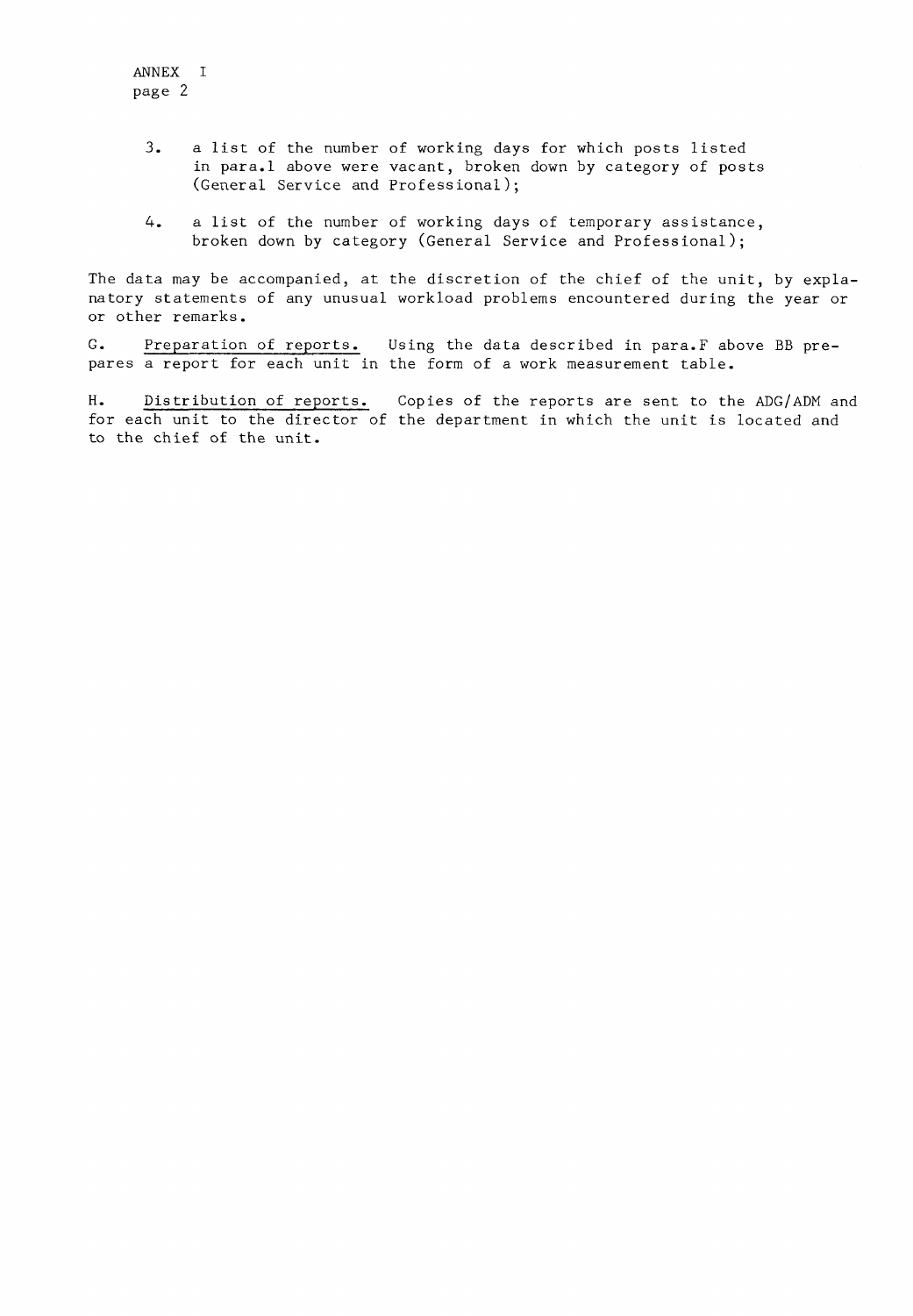3. a list of the number of working days for which posts listed in para.1 above were vacant, broken down by category of posts (General Service and Professional);

4. a list of the number of working days of temporary assistance, broken down by category (General Service and Professional);

The data may be accompanied, at the discretion of the chief of the unit, by explanatory statements of any unusual workload problems encountered during the year or or other remarks.

G. Preparation of reports. Using the data described in para.F above BB prepares a report for each unit in the form of a work measurement table.

H. Distribution of reports. Copies of the reports are sent to the ADG/ADM and for each unit to the director of the department in which the unit is located and to the chief of the unit.